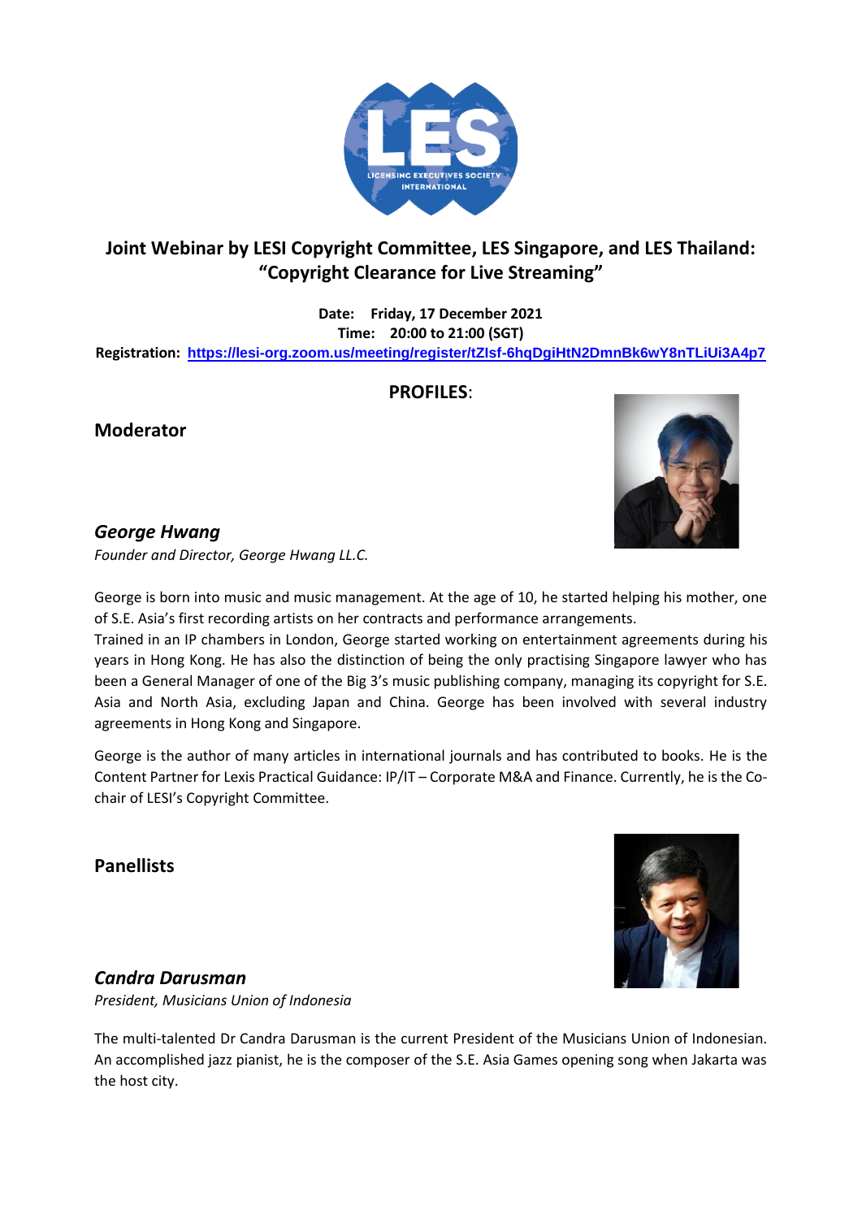# Joint Webinar by LESI Copyright Committee, LES Singapore, and LES Thailand: "Copyright Clearance for Live Streaming"

**Date: Friday, 17 December 2021**
**Time: 20:00 to 21:00 (SGT)**
**Registration: https://lesi-org.zoom.us/meeting/register/tZIsf-6hqDgiHtN2DmnBk6wY8nTLiUi3A4p7**

## PROFILES:

### Moderator

#### *George Hwang*

*Founder and Director, George Hwang LL.C.*

George is born into music and music management. At the age of 10, he started helping his mother, one of S.E. Asia's first recording artists on her contracts and performance arrangements.
Trained in an IP chambers in London, George started working on entertainment agreements during his years in Hong Kong. He has also the distinction of being the only practising Singapore lawyer who has been a General Manager of one of the Big 3's music publishing company, managing its copyright for S.E. Asia and North Asia, excluding Japan and China. George has been involved with several industry agreements in Hong Kong and Singapore.

George is the author of many articles in international journals and has contributed to books. He is the Content Partner for Lexis Practical Guidance: IP/IT – Corporate M&A and Finance. Currently, he is the Co-chair of LESI's Copyright Committee.

### Panellists

#### *Candra Darusman*

*President, Musicians Union of Indonesia*

The multi-talented Dr Candra Darusman is the current President of the Musicians Union of Indonesian. An accomplished jazz pianist, he is the composer of the S.E. Asia Games opening song when Jakarta was the host city.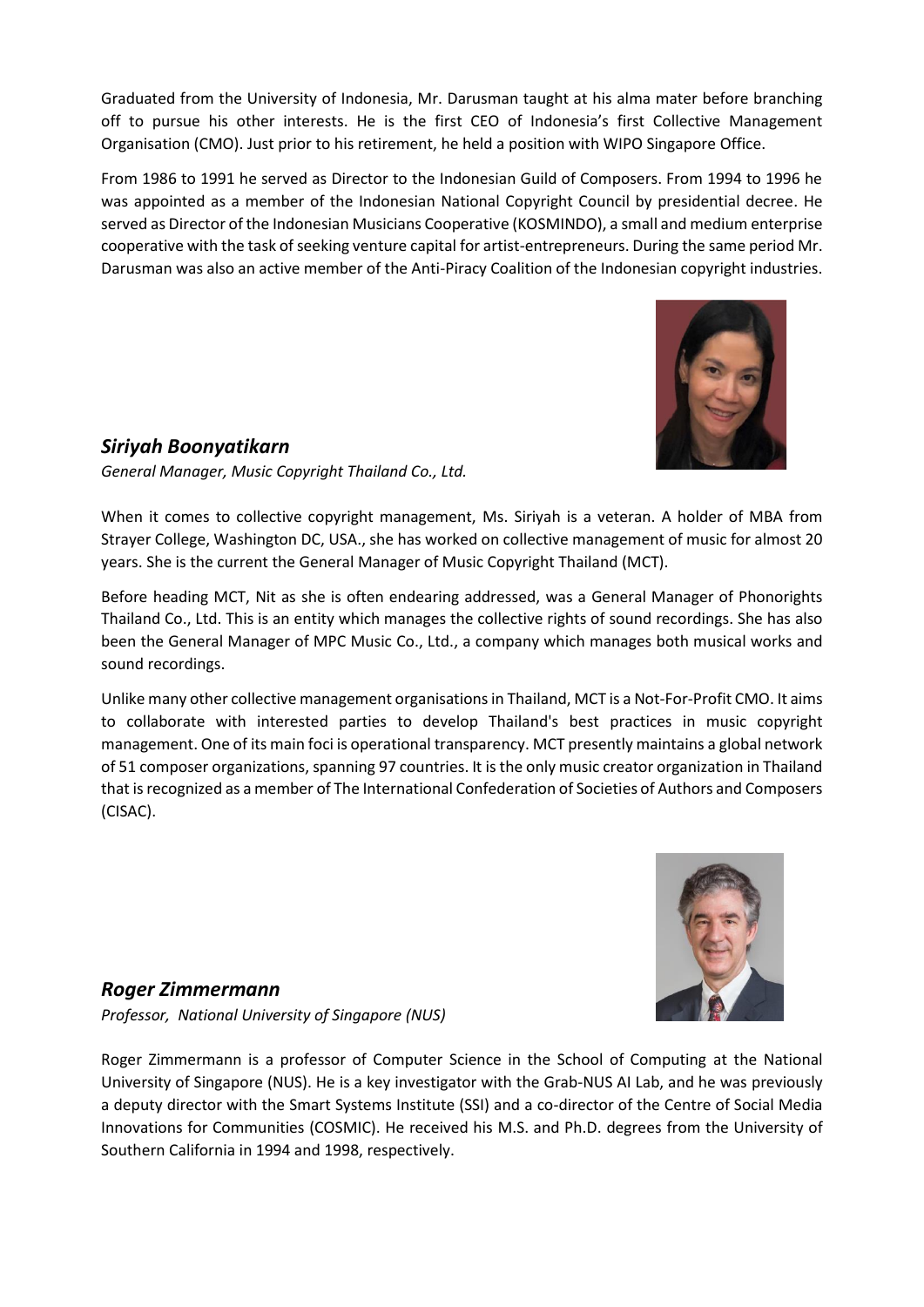Graduated from the University of Indonesia, Mr. Darusman taught at his alma mater before branching off to pursue his other interests. He is the first CEO of Indonesia's first Collective Management Organisation (CMO). Just prior to his retirement, he held a position with WIPO Singapore Office.

From 1986 to 1991 he served as Director to the Indonesian Guild of Composers. From 1994 to 1996 he was appointed as a member of the Indonesian National Copyright Council by presidential decree. He served as Director of the Indonesian Musicians Cooperative (KOSMINDO), a small and medium enterprise cooperative with the task of seeking venture capital for artist-entrepreneurs. During the same period Mr. Darusman was also an active member of the Anti-Piracy Coalition of the Indonesian copyright industries.

### ***Siriyah Boonyatikarn***

*General Manager, Music Copyright Thailand Co., Ltd.*

When it comes to collective copyright management, Ms. Siriyah is a veteran. A holder of MBA from Strayer College, Washington DC, USA., she has worked on collective management of music for almost 20 years. She is the current the General Manager of Music Copyright Thailand (MCT).

Before heading MCT, Nit as she is often endearing addressed, was a General Manager of Phonorights Thailand Co., Ltd. This is an entity which manages the collective rights of sound recordings. She has also been the General Manager of MPC Music Co., Ltd., a company which manages both musical works and sound recordings.

Unlike many other collective management organisations in Thailand, MCT is a Not-For-Profit CMO. It aims to collaborate with interested parties to develop Thailand's best practices in music copyright management. One of its main foci is operational transparency. MCT presently maintains a global network of 51 composer organizations, spanning 97 countries. It is the only music creator organization in Thailand that is recognized as a member of The International Confederation of Societies of Authors and Composers (CISAC).

### ***Roger Zimmermann***

*Professor, National University of Singapore (NUS)*

Roger Zimmermann is a professor of Computer Science in the School of Computing at the National University of Singapore (NUS). He is a key investigator with the Grab-NUS AI Lab, and he was previously a deputy director with the Smart Systems Institute (SSI) and a co-director of the Centre of Social Media Innovations for Communities (COSMIC). He received his M.S. and Ph.D. degrees from the University of Southern California in 1994 and 1998, respectively.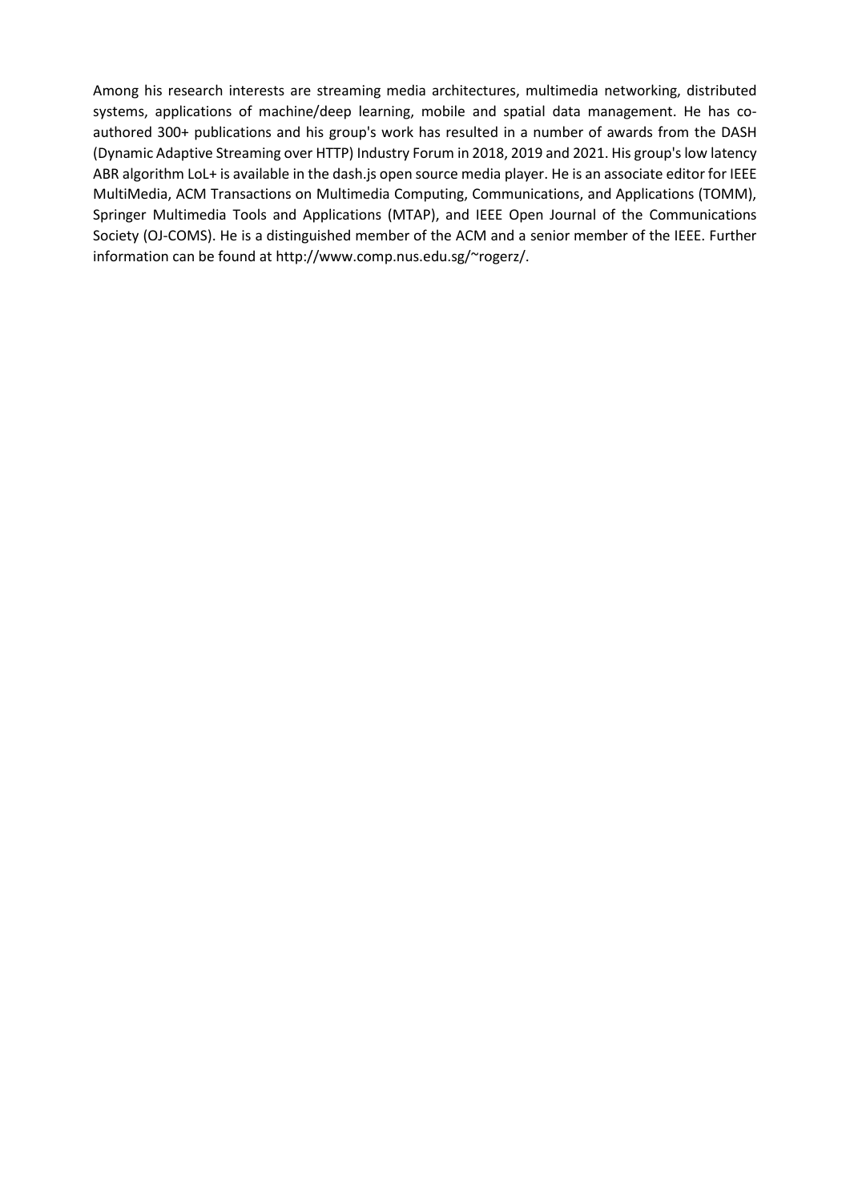Among his research interests are streaming media architectures, multimedia networking, distributed systems, applications of machine/deep learning, mobile and spatial data management. He has co-authored 300+ publications and his group's work has resulted in a number of awards from the DASH (Dynamic Adaptive Streaming over HTTP) Industry Forum in 2018, 2019 and 2021. His group's low latency ABR algorithm LoL+ is available in the dash.js open source media player. He is an associate editor for IEEE MultiMedia, ACM Transactions on Multimedia Computing, Communications, and Applications (TOMM), Springer Multimedia Tools and Applications (MTAP), and IEEE Open Journal of the Communications Society (OJ-COMS). He is a distinguished member of the ACM and a senior member of the IEEE. Further information can be found at http://www.comp.nus.edu.sg/~rogerz/.